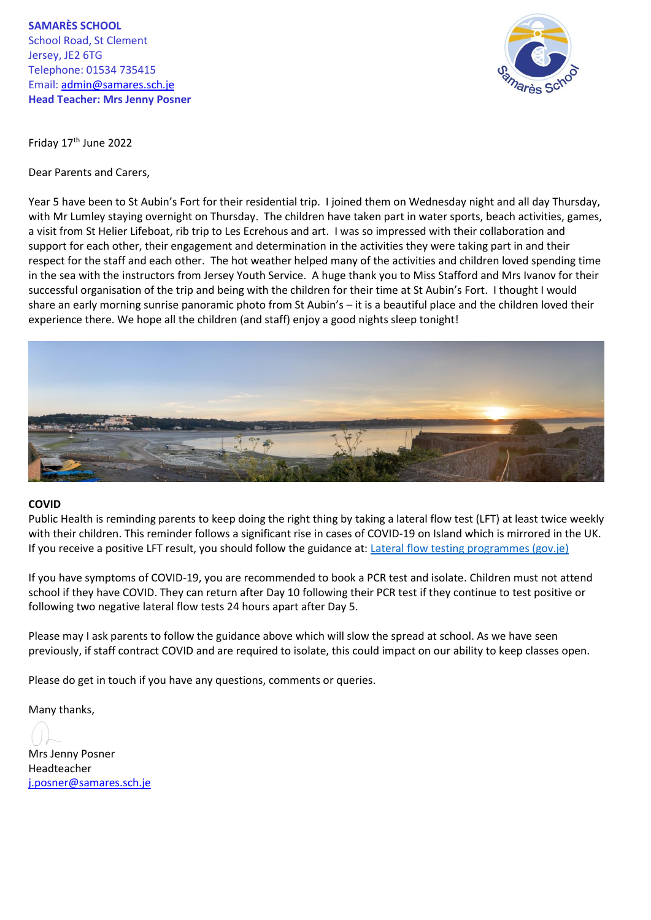**SAMARÈS SCHOOL**
School Road, St Clement
Jersey, JE2 6TG
Telephone: 01534 735415
Email: admin@samares.sch.je
**Head Teacher: Mrs Jenny Posner**

Friday 17th June 2022

Dear Parents and Carers,

Year 5 have been to St Aubin's Fort for their residential trip. I joined them on Wednesday night and all day Thursday, with Mr Lumley staying overnight on Thursday. The children have taken part in water sports, beach activities, games, a visit from St Helier Lifeboat, rib trip to Les Ecrehous and art. I was so impressed with their collaboration and support for each other, their engagement and determination in the activities they were taking part in and their respect for the staff and each other. The hot weather helped many of the activities and children loved spending time in the sea with the instructors from Jersey Youth Service. A huge thank you to Miss Stafford and Mrs Ivanov for their successful organisation of the trip and being with the children for their time at St Aubin's Fort. I thought I would share an early morning sunrise panoramic photo from St Aubin's – it is a beautiful place and the children loved their experience there. We hope all the children (and staff) enjoy a good nights sleep tonight!

**COVID**

Public Health is reminding parents to keep doing the right thing by taking a lateral flow test (LFT) at least twice weekly with their children. This reminder follows a significant rise in cases of COVID-19 on Island which is mirrored in the UK. If you receive a positive LFT result, you should follow the guidance at: [Lateral flow testing programmes (gov.je)](#)

If you have symptoms of COVID-19, you are recommended to book a PCR test and isolate. Children must not attend school if they have COVID. They can return after Day 10 following their PCR test if they continue to test positive or following two negative lateral flow tests 24 hours apart after Day 5.

Please may I ask parents to follow the guidance above which will slow the spread at school. As we have seen previously, if staff contract COVID and are required to isolate, this could impact on our ability to keep classes open.

Please do get in touch if you have any questions, comments or queries.

Many thanks,

Mrs Jenny Posner
Headteacher
j.posner@samares.sch.je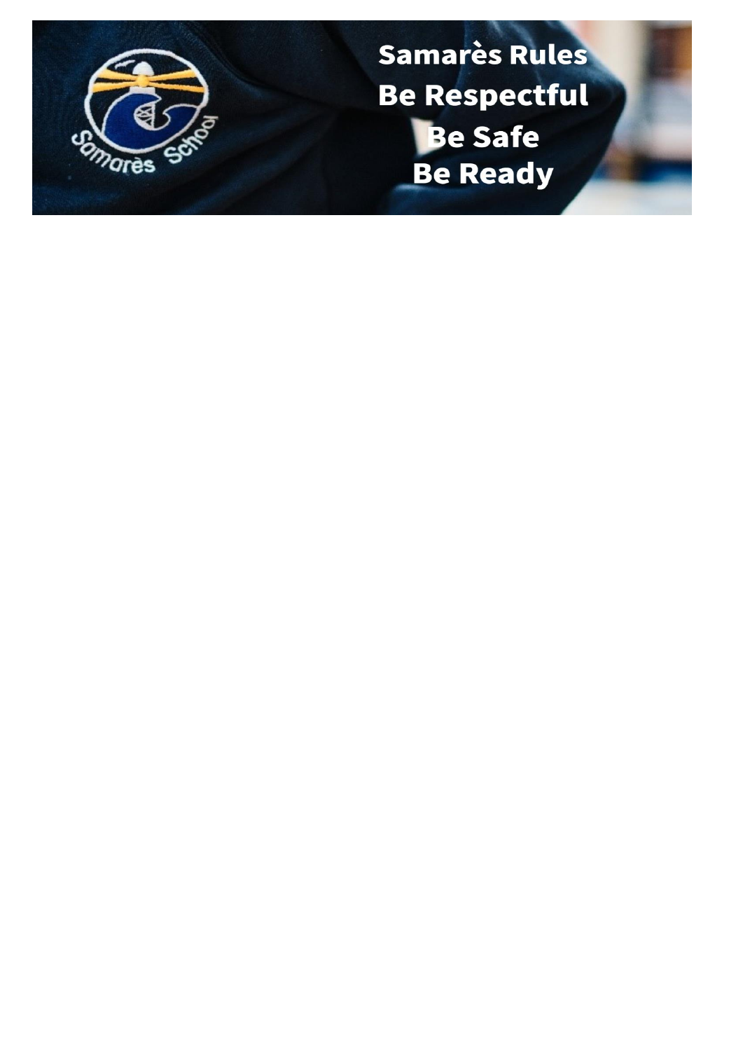Samarès Rules

Be Respectful

Be Safe

Be Ready